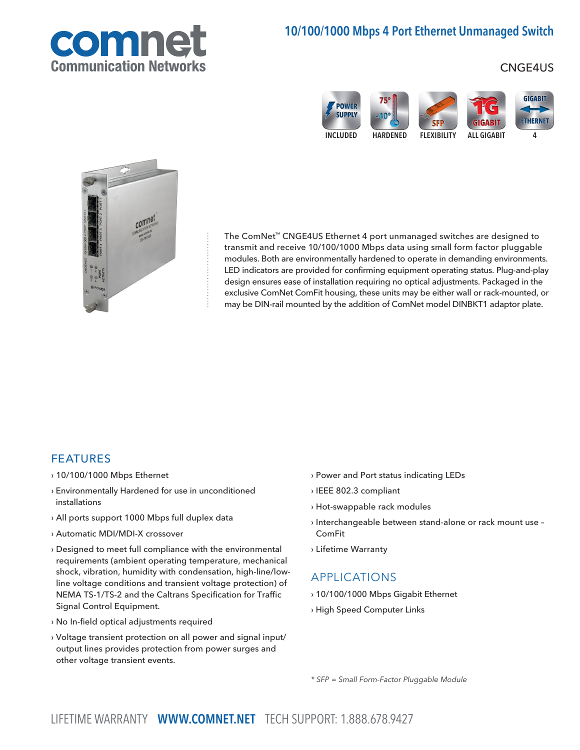comnet
Communication Networks

# 10/100/1000 Mbps 4 Port Ethernet Unmanaged Switch

CNGE4US

POWER SUPPLY INCLUDED | 75° -40° HARDENED | SFP FLEXIBILITY | 1G GIGABIT ALL GIGABIT | GIGABIT ETHERNET 4

The ComNet™ CNGE4US Ethernet 4 port unmanaged switches are designed to transmit and receive 10/100/1000 Mbps data using small form factor pluggable modules. Both are environmentally hardened to operate in demanding environments. LED indicators are provided for confirming equipment operating status. Plug-and-play design ensures ease of installation requiring no optical adjustments. Packaged in the exclusive ComNet ComFit housing, these units may be either wall or rack-mounted, or may be DIN-rail mounted by the addition of ComNet model DINBKT1 adaptor plate.

## FEATURES

- › 10/100/1000 Mbps Ethernet
- › Environmentally Hardened for use in unconditioned installations
- › All ports support 1000 Mbps full duplex data
- › Automatic MDI/MDI-X crossover
- › Designed to meet full compliance with the environmental requirements (ambient operating temperature, mechanical shock, vibration, humidity with condensation, high-line/low-line voltage conditions and transient voltage protection) of NEMA TS-1/TS-2 and the Caltrans Specification for Traffic Signal Control Equipment.
- › No In-field optical adjustments required
- › Voltage transient protection on all power and signal input/output lines provides protection from power surges and other voltage transient events.
- › Power and Port status indicating LEDs
- › IEEE 802.3 compliant
- › Hot-swappable rack modules
- › Interchangeable between stand-alone or rack mount use – ComFit
- › Lifetime Warranty

## APPLICATIONS

- › 10/100/1000 Mbps Gigabit Ethernet
- › High Speed Computer Links

*\* SFP = Small Form-Factor Pluggable Module*

LIFETIME WARRANTY **WWW.COMNET.NET** TECH SUPPORT: 1.888.678.9427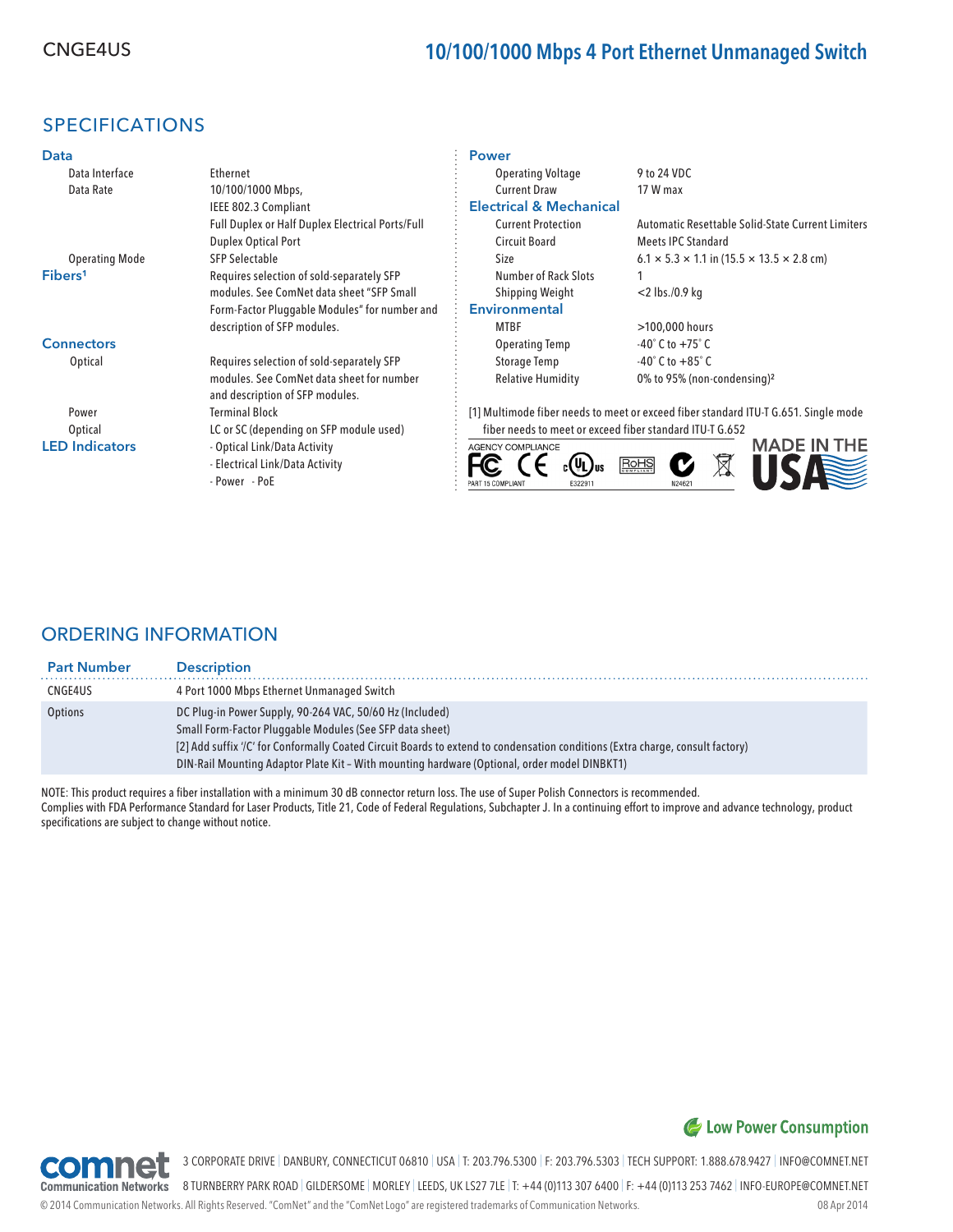CNGE4US

# 10/100/1000 Mbps 4 Port Ethernet Unmanaged Switch

## SPECIFICATIONS

### Data

| | |
|---|---|
| Data Interface | Ethernet |
| Data Rate | 10/100/1000 Mbps, IEEE 802.3 Compliant Full Duplex or Half Duplex Electrical Ports/Full Duplex Optical Port |
| Operating Mode | SFP Selectable |

### Fibers[1]

Requires selection of sold-separately SFP modules. See ComNet data sheet "SFP Small Form-Factor Pluggable Modules" for number and description of SFP modules.

### Connectors

| | |
|---|---|
| Optical | Requires selection of sold-separately SFP modules. See ComNet data sheet for number and description of SFP modules. |
| Power | Terminal Block |
| Optical | LC or SC (depending on SFP module used) |

### LED Indicators

- Optical Link/Data Activity
- Electrical Link/Data Activity
- Power - PoE

### Power

| | |
|---|---|
| Operating Voltage | 9 to 24 VDC |
| Current Draw | 17 W max |

### Electrical & Mechanical

| | |
|---|---|
| Current Protection | Automatic Resettable Solid-State Current Limiters |
| Circuit Board | Meets IPC Standard |
| Size | 6.1 × 5.3 × 1.1 in (15.5 × 13.5 × 2.8 cm) |
| Number of Rack Slots | 1 |
| Shipping Weight | <2 lbs./0.9 kg |

### Environmental

| | |
|---|---|
| MTBF | >100,000 hours |
| Operating Temp | -40˚ C to +75˚ C |
| Storage Temp | -40˚ C to +85˚ C |
| Relative Humidity | 0% to 95% (non-condensing)[2] |

[1] Multimode fiber needs to meet or exceed fiber standard ITU-T G.651. Single mode fiber needs to meet or exceed fiber standard ITU-T G.652

AGENCY COMPLIANCE

PART 15 COMPLIANT E322911 N24621

MADE IN THE USA

## ORDERING INFORMATION

| Part Number | Description |
|---|---|
| CNGE4US | 4 Port 1000 Mbps Ethernet Unmanaged Switch |
| Options | DC Plug-in Power Supply, 90-264 VAC, 50/60 Hz (Included)<br>Small Form-Factor Pluggable Modules (See SFP data sheet)<br>[2] Add suffix '/C' for Conformally Coated Circuit Boards to extend to condensation conditions (Extra charge, consult factory)<br>DIN-Rail Mounting Adaptor Plate Kit – With mounting hardware (Optional, order model DINBKT1) |

NOTE: This product requires a fiber installation with a minimum 30 dB connector return loss. The use of Super Polish Connectors is recommended.
Complies with FDA Performance Standard for Laser Products, Title 21, Code of Federal Regulations, Subchapter J. In a continuing effort to improve and advance technology, product specifications are subject to change without notice.

Low Power Consumption

comnet Communication Networks

3 CORPORATE DRIVE | DANBURY, CONNECTICUT 06810 | USA | T: 203.796.5300 | F: 203.796.5303 | TECH SUPPORT: 1.888.678.9427 | INFO@COMNET.NET

8 TURNBERRY PARK ROAD | GILDERSOME | MORLEY | LEEDS, UK LS27 7LE | T: +44 (0)113 307 6400 | F: +44 (0)113 253 7462 | INFO-EUROPE@COMNET.NET

© 2014 Communication Networks. All Rights Reserved. "ComNet" and the "ComNet Logo" are registered trademarks of Communication Networks. 08 Apr 2014